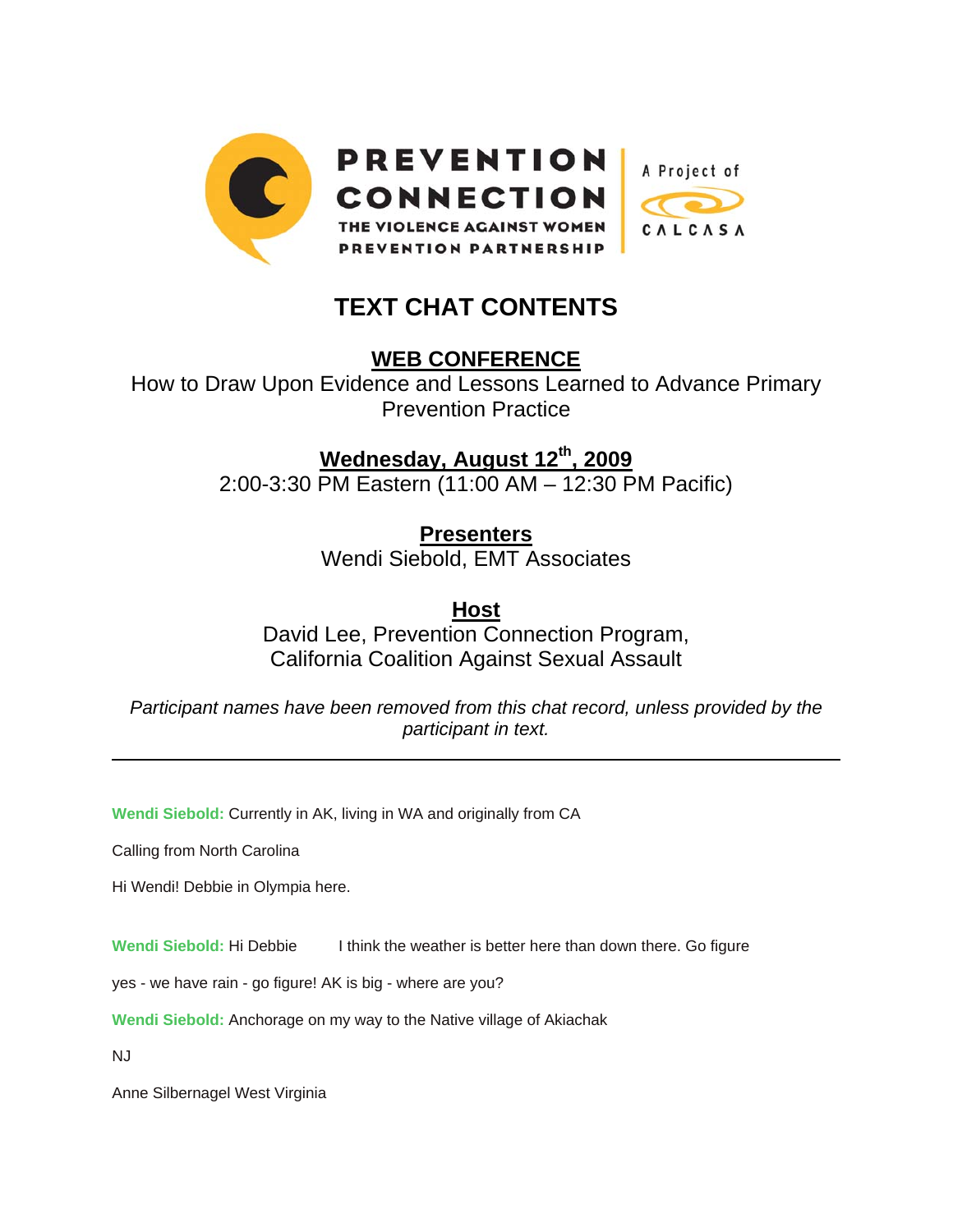PREVENTION CONNECTION

THE VIOLENCE AGAINST WOMEN PREVENTION PARTNERSHIP

A Project of CALCASA

# TEXT CHAT CONTENTS

## WEB CONFERENCE

How to Draw Upon Evidence and Lessons Learned to Advance Primary Prevention Practice

## Wednesday, August 12th, 2009

2:00-3:30 PM Eastern (11:00 AM – 12:30 PM Pacific)

## Presenters

Wendi Siebold, EMT Associates

## Host

David Lee, Prevention Connection Program,
California Coalition Against Sexual Assault

*Participant names have been removed from this chat record, unless provided by the participant in text.*

---

**Wendi Siebold:** Currently in AK, living in WA and originally from CA

Calling from North Carolina

Hi Wendi! Debbie in Olympia here.

**Wendi Siebold:** Hi Debbie I think the weather is better here than down there. Go figure

yes - we have rain - go figure! AK is big - where are you?

**Wendi Siebold:** Anchorage on my way to the Native village of Akiachak

NJ

Anne Silbernagel West Virginia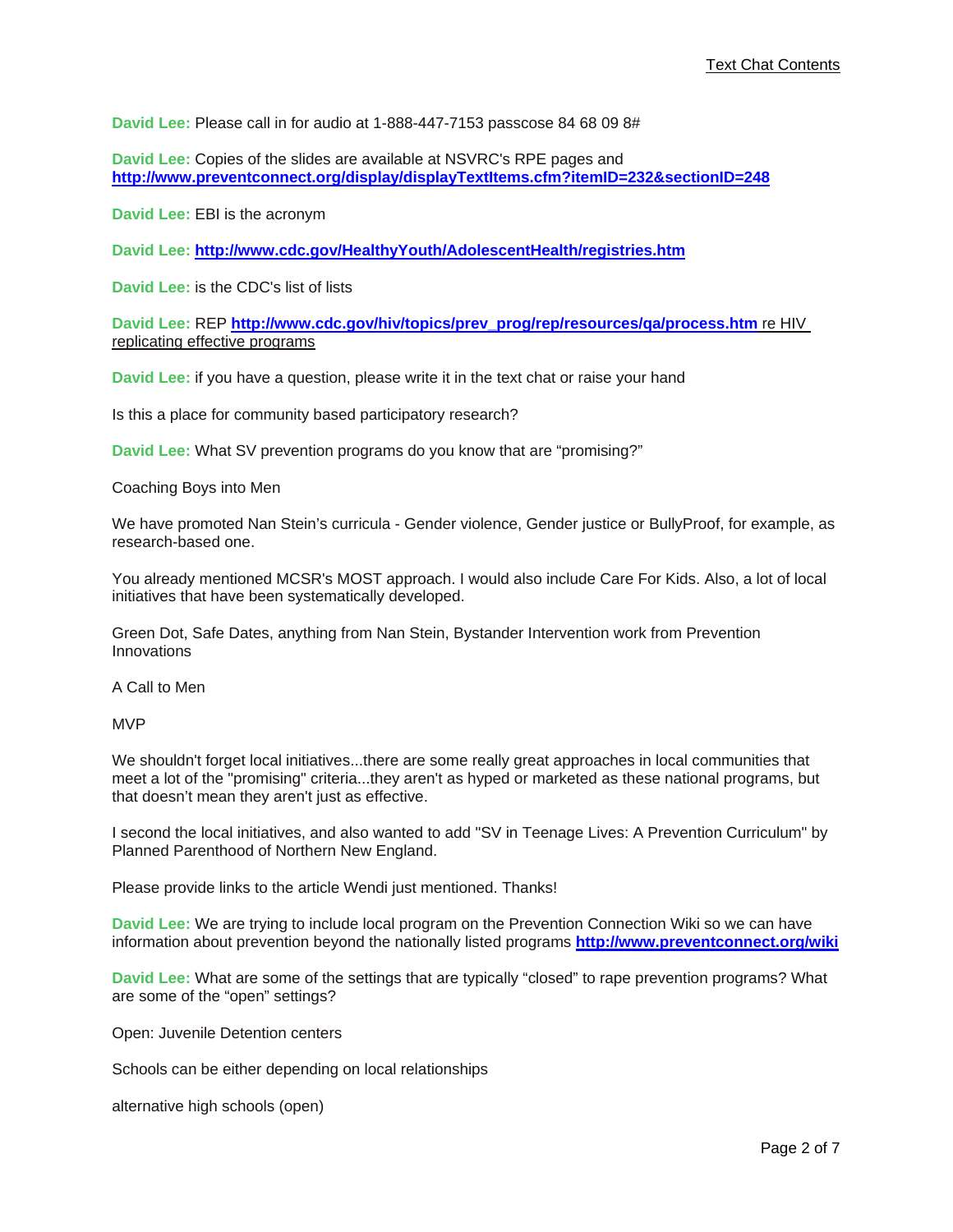**David Lee:** Please call in for audio at 1-888-447-7153 passcose 84 68 09 8#

**David Lee:** Copies of the slides are available at NSVRC's RPE pages and **http://www.preventconnect.org/display/displayTextItems.cfm?itemID=232&sectionID=248**

**David Lee:** EBI is the acronym

**David Lee:** **http://www.cdc.gov/HealthyYouth/AdolescentHealth/registries.htm**

**David Lee:** is the CDC's list of lists

**David Lee:** REP **http://www.cdc.gov/hiv/topics/prev_prog/rep/resources/qa/process.htm** re HIV replicating effective programs

**David Lee:** if you have a question, please write it in the text chat or raise your hand

Is this a place for community based participatory research?

**David Lee:** What SV prevention programs do you know that are "promising?"

Coaching Boys into Men

We have promoted Nan Stein's curricula - Gender violence, Gender justice or BullyProof, for example, as research-based one.

You already mentioned MCSR's MOST approach. I would also include Care For Kids. Also, a lot of local initiatives that have been systematically developed.

Green Dot, Safe Dates, anything from Nan Stein, Bystander Intervention work from Prevention Innovations

A Call to Men

MVP

We shouldn't forget local initiatives...there are some really great approaches in local communities that meet a lot of the "promising" criteria...they aren't as hyped or marketed as these national programs, but that doesn't mean they aren't just as effective.

I second the local initiatives, and also wanted to add "SV in Teenage Lives: A Prevention Curriculum" by Planned Parenthood of Northern New England.

Please provide links to the article Wendi just mentioned. Thanks!

**David Lee:** We are trying to include local program on the Prevention Connection Wiki so we can have information about prevention beyond the nationally listed programs **http://www.preventconnect.org/wiki**

**David Lee:** What are some of the settings that are typically "closed" to rape prevention programs? What are some of the "open" settings?

Open: Juvenile Detention centers

Schools can be either depending on local relationships

alternative high schools (open)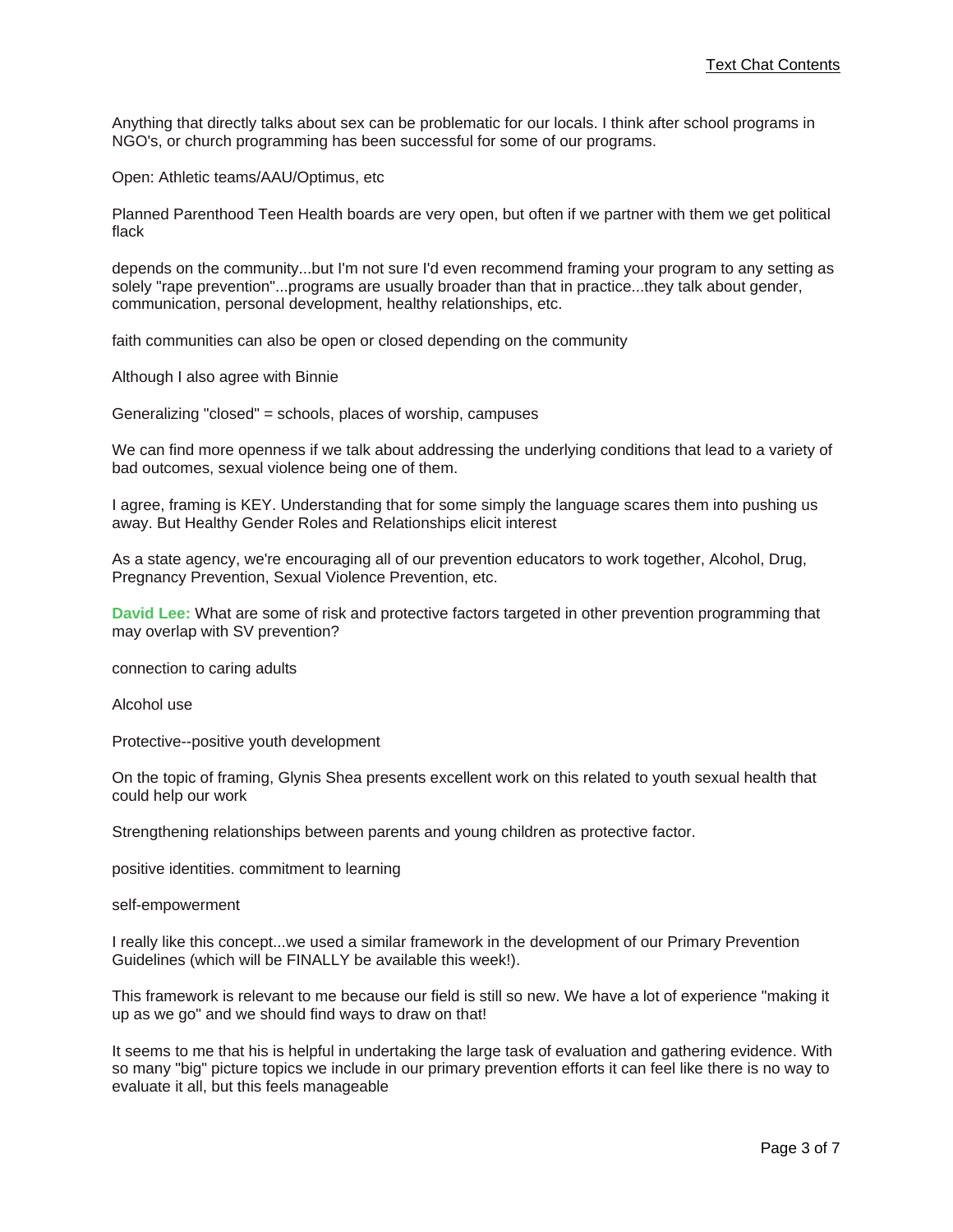Anything that directly talks about sex can be problematic for our locals. I think after school programs in NGO's, or church programming has been successful for some of our programs.

Open: Athletic teams/AAU/Optimus, etc

Planned Parenthood Teen Health boards are very open, but often if we partner with them we get political flack

depends on the community...but I'm not sure I'd even recommend framing your program to any setting as solely "rape prevention"...programs are usually broader than that in practice...they talk about gender, communication, personal development, healthy relationships, etc.

faith communities can also be open or closed depending on the community

Although I also agree with Binnie

Generalizing "closed" = schools, places of worship, campuses

We can find more openness if we talk about addressing the underlying conditions that lead to a variety of bad outcomes, sexual violence being one of them.

I agree, framing is KEY. Understanding that for some simply the language scares them into pushing us away. But Healthy Gender Roles and Relationships elicit interest

As a state agency, we're encouraging all of our prevention educators to work together, Alcohol, Drug, Pregnancy Prevention, Sexual Violence Prevention, etc.

**David Lee:** What are some of risk and protective factors targeted in other prevention programming that may overlap with SV prevention?

connection to caring adults

Alcohol use

Protective--positive youth development

On the topic of framing, Glynis Shea presents excellent work on this related to youth sexual health that could help our work

Strengthening relationships between parents and young children as protective factor.

positive identities. commitment to learning

self-empowerment

I really like this concept...we used a similar framework in the development of our Primary Prevention Guidelines (which will be FINALLY be available this week!).

This framework is relevant to me because our field is still so new. We have a lot of experience "making it up as we go" and we should find ways to draw on that!

It seems to me that his is helpful in undertaking the large task of evaluation and gathering evidence. With so many "big" picture topics we include in our primary prevention efforts it can feel like there is no way to evaluate it all, but this feels manageable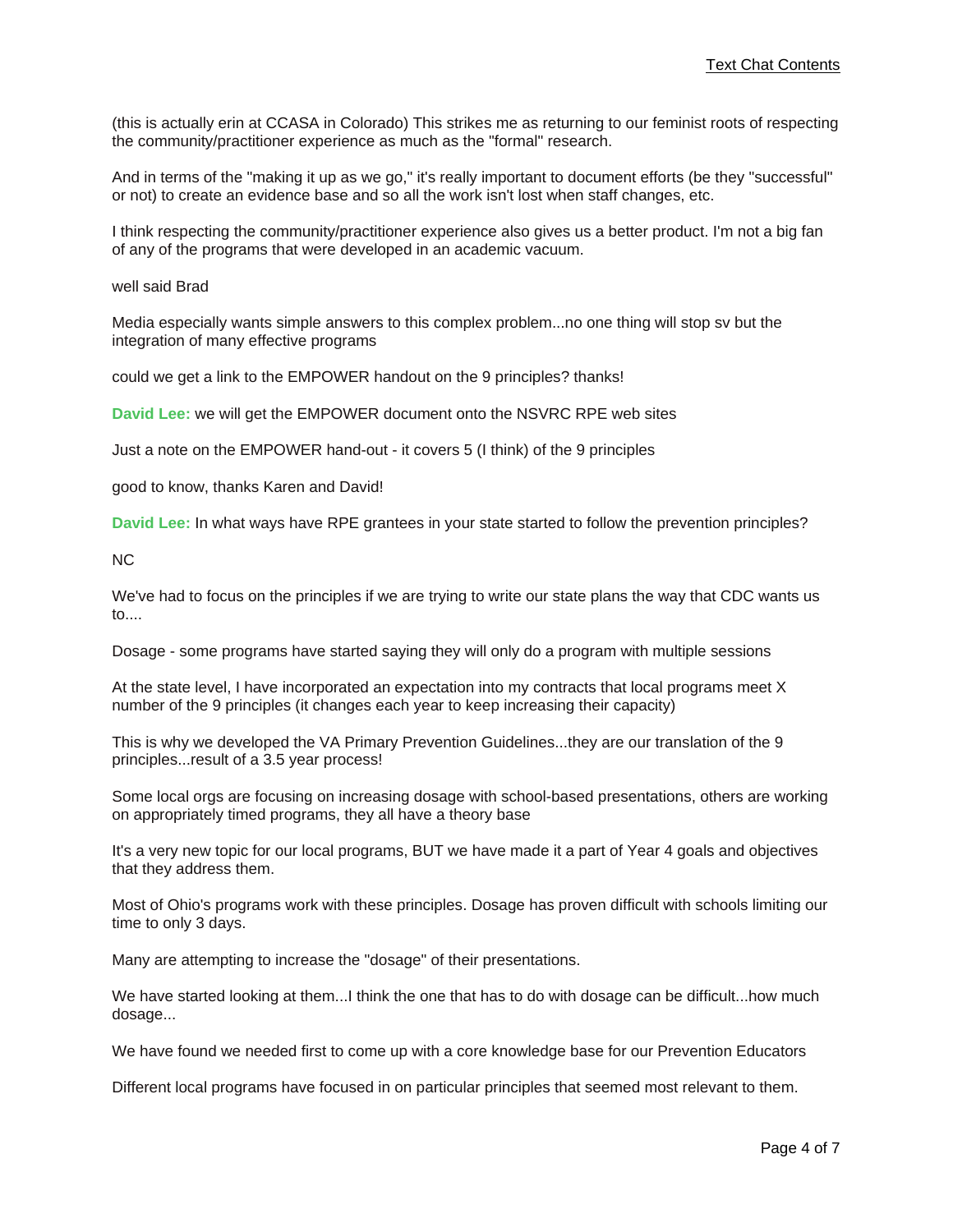(this is actually erin at CCASA in Colorado) This strikes me as returning to our feminist roots of respecting the community/practitioner experience as much as the "formal" research.

And in terms of the "making it up as we go," it's really important to document efforts (be they "successful" or not) to create an evidence base and so all the work isn't lost when staff changes, etc.

I think respecting the community/practitioner experience also gives us a better product. I'm not a big fan of any of the programs that were developed in an academic vacuum.

well said Brad

Media especially wants simple answers to this complex problem...no one thing will stop sv but the integration of many effective programs

could we get a link to the EMPOWER handout on the 9 principles? thanks!

**David Lee:** we will get the EMPOWER document onto the NSVRC RPE web sites

Just a note on the EMPOWER hand-out - it covers 5 (I think) of the 9 principles

good to know, thanks Karen and David!

**David Lee:** In what ways have RPE grantees in your state started to follow the prevention principles?

NC

We've had to focus on the principles if we are trying to write our state plans the way that CDC wants us to....

Dosage - some programs have started saying they will only do a program with multiple sessions

At the state level, I have incorporated an expectation into my contracts that local programs meet X number of the 9 principles (it changes each year to keep increasing their capacity)

This is why we developed the VA Primary Prevention Guidelines...they are our translation of the 9 principles...result of a 3.5 year process!

Some local orgs are focusing on increasing dosage with school-based presentations, others are working on appropriately timed programs, they all have a theory base

It's a very new topic for our local programs, BUT we have made it a part of Year 4 goals and objectives that they address them.

Most of Ohio's programs work with these principles. Dosage has proven difficult with schools limiting our time to only 3 days.

Many are attempting to increase the "dosage" of their presentations.

We have started looking at them...I think the one that has to do with dosage can be difficult...how much dosage...

We have found we needed first to come up with a core knowledge base for our Prevention Educators

Different local programs have focused in on particular principles that seemed most relevant to them.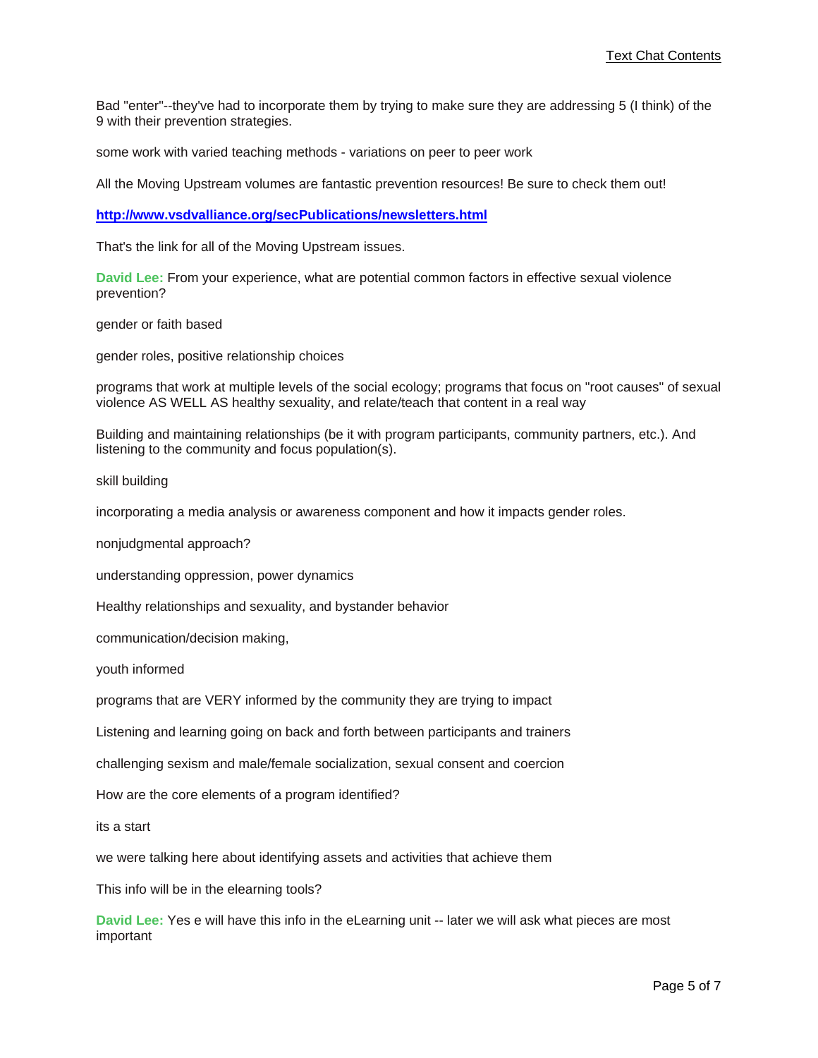Bad "enter"--they've had to incorporate them by trying to make sure they are addressing 5 (I think) of the 9 with their prevention strategies.

some work with varied teaching methods - variations on peer to peer work

All the Moving Upstream volumes are fantastic prevention resources! Be sure to check them out!

**http://www.vsdvalliance.org/secPublications/newsletters.html**

That's the link for all of the Moving Upstream issues.

**David Lee:** From your experience, what are potential common factors in effective sexual violence prevention?

gender or faith based

gender roles, positive relationship choices

programs that work at multiple levels of the social ecology; programs that focus on "root causes" of sexual violence AS WELL AS healthy sexuality, and relate/teach that content in a real way

Building and maintaining relationships (be it with program participants, community partners, etc.). And listening to the community and focus population(s).

skill building

incorporating a media analysis or awareness component and how it impacts gender roles.

nonjudgmental approach?

understanding oppression, power dynamics

Healthy relationships and sexuality, and bystander behavior

communication/decision making,

youth informed

programs that are VERY informed by the community they are trying to impact

Listening and learning going on back and forth between participants and trainers

challenging sexism and male/female socialization, sexual consent and coercion

How are the core elements of a program identified?

its a start

we were talking here about identifying assets and activities that achieve them

This info will be in the elearning tools?

**David Lee:** Yes e will have this info in the eLearning unit -- later we will ask what pieces are most important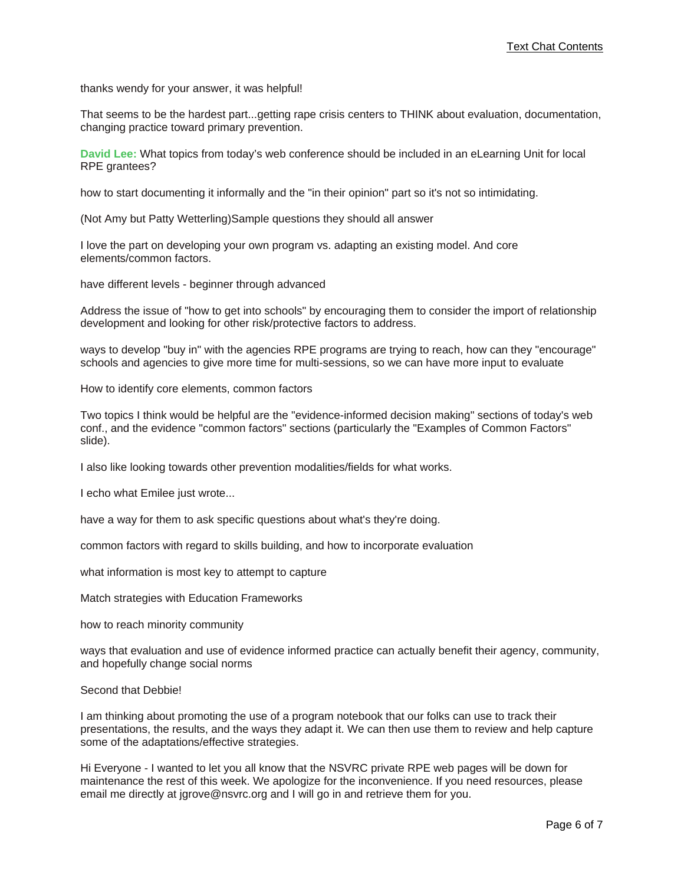thanks wendy for your answer, it was helpful!

That seems to be the hardest part...getting rape crisis centers to THINK about evaluation, documentation, changing practice toward primary prevention.

**David Lee:** What topics from today's web conference should be included in an eLearning Unit for local RPE grantees?

how to start documenting it informally and the "in their opinion" part so it's not so intimidating.

(Not Amy but Patty Wetterling)Sample questions they should all answer

I love the part on developing your own program vs. adapting an existing model. And core elements/common factors.

have different levels - beginner through advanced

Address the issue of "how to get into schools" by encouraging them to consider the import of relationship development and looking for other risk/protective factors to address.

ways to develop "buy in" with the agencies RPE programs are trying to reach, how can they "encourage" schools and agencies to give more time for multi-sessions, so we can have more input to evaluate

How to identify core elements, common factors

Two topics I think would be helpful are the "evidence-informed decision making" sections of today's web conf., and the evidence "common factors" sections (particularly the "Examples of Common Factors" slide).

I also like looking towards other prevention modalities/fields for what works.

I echo what Emilee just wrote...

have a way for them to ask specific questions about what's they're doing.

common factors with regard to skills building, and how to incorporate evaluation

what information is most key to attempt to capture

Match strategies with Education Frameworks

how to reach minority community

ways that evaluation and use of evidence informed practice can actually benefit their agency, community, and hopefully change social norms

Second that Debbie!

I am thinking about promoting the use of a program notebook that our folks can use to track their presentations, the results, and the ways they adapt it. We can then use them to review and help capture some of the adaptations/effective strategies.

Hi Everyone - I wanted to let you all know that the NSVRC private RPE web pages will be down for maintenance the rest of this week. We apologize for the inconvenience. If you need resources, please email me directly at jgrove@nsvrc.org and I will go in and retrieve them for you.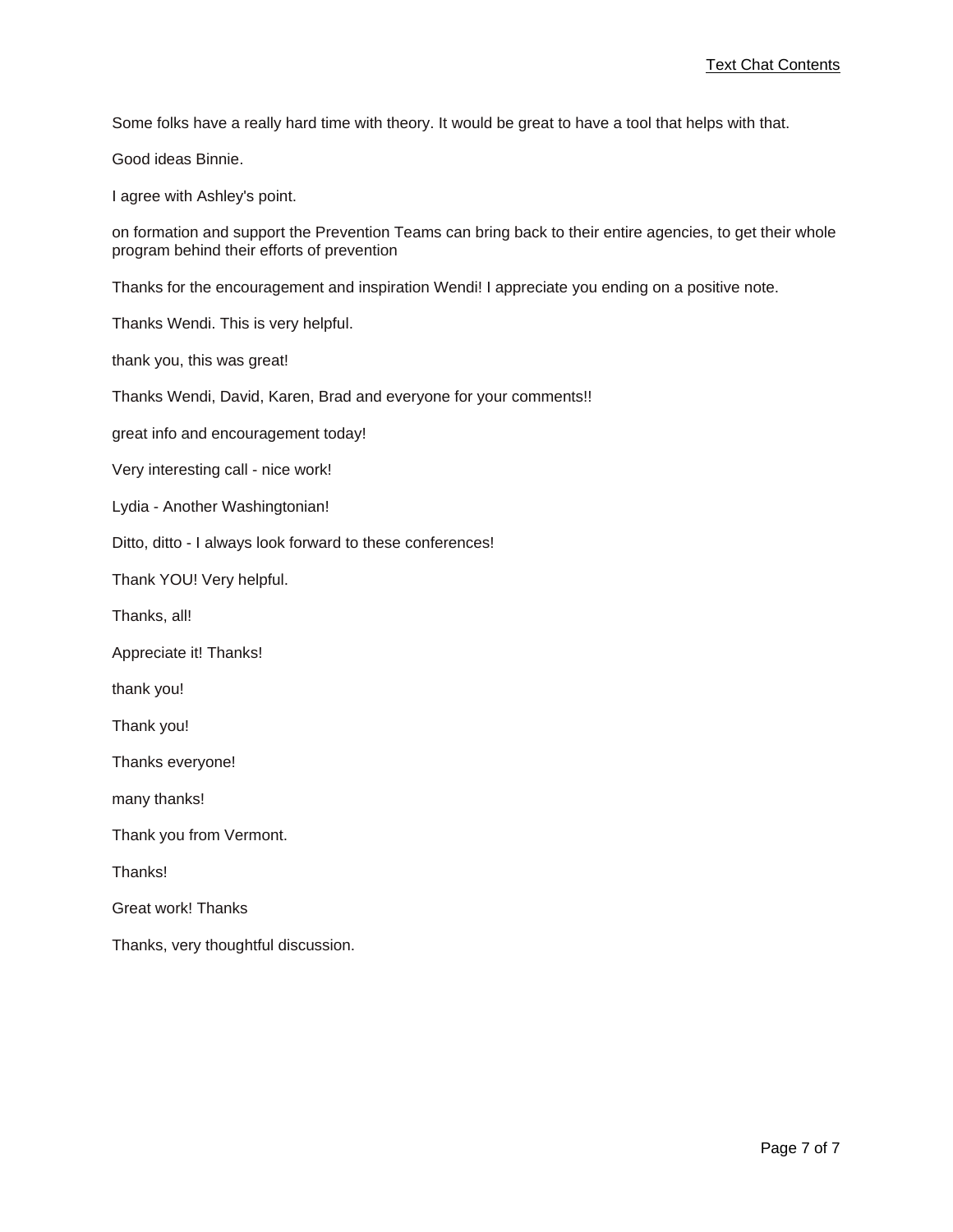Some folks have a really hard time with theory. It would be great to have a tool that helps with that.

Good ideas Binnie.

I agree with Ashley's point.

on formation and support the Prevention Teams can bring back to their entire agencies, to get their whole program behind their efforts of prevention

Thanks for the encouragement and inspiration Wendi! I appreciate you ending on a positive note.

Thanks Wendi. This is very helpful.

thank you, this was great!

Thanks Wendi, David, Karen, Brad and everyone for your comments!!

great info and encouragement today!

Very interesting call - nice work!

Lydia - Another Washingtonian!

Ditto, ditto - I always look forward to these conferences!

Thank YOU! Very helpful.

Thanks, all!

Appreciate it! Thanks!

thank you!

Thank you!

Thanks everyone!

many thanks!

Thank you from Vermont.

Thanks!

Great work! Thanks

Thanks, very thoughtful discussion.